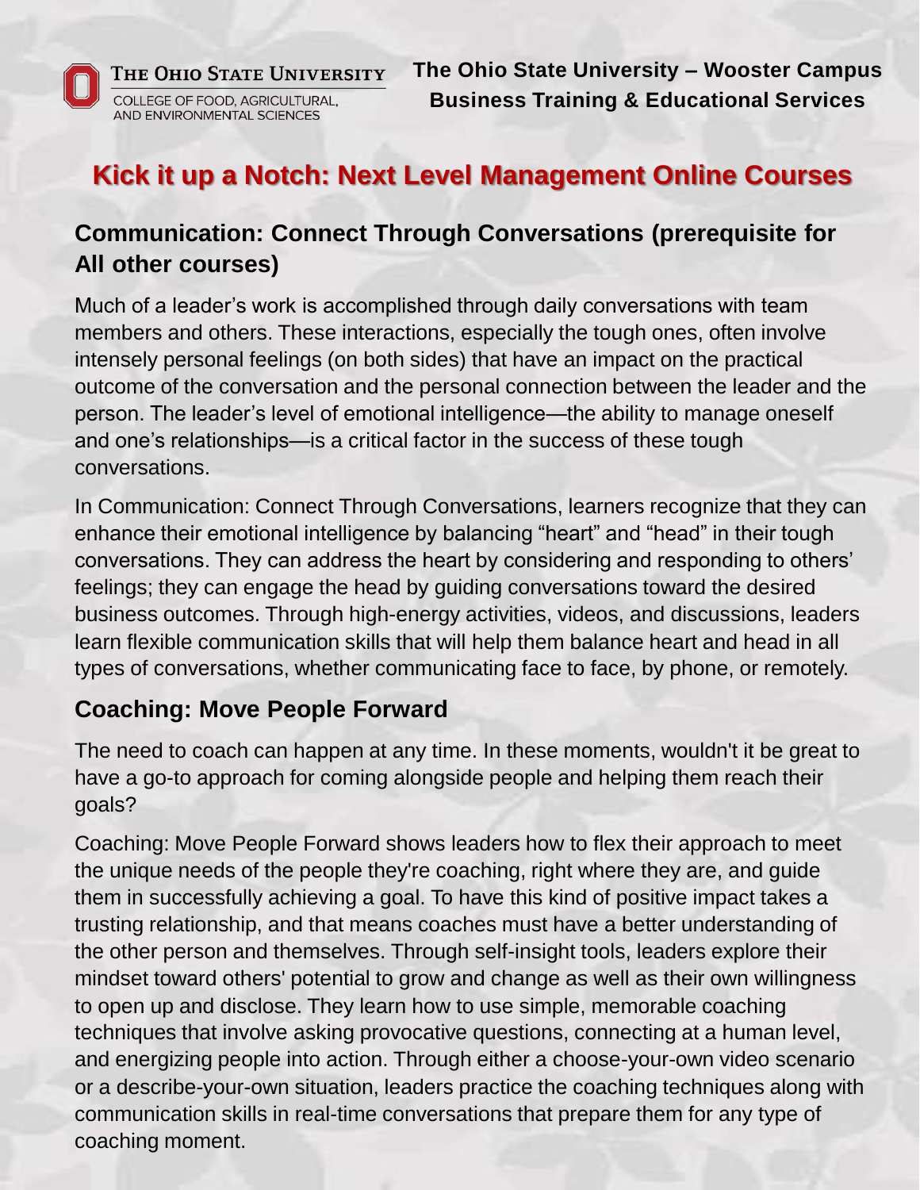The Ohio State University
College of Food, Agricultural, and Environmental Sciences

**The Ohio State University – Wooster Campus**
**Business Training & Educational Services**

# Kick it up a Notch: Next Level Management Online Courses

## Communication: Connect Through Conversations (prerequisite for All other courses)

Much of a leader's work is accomplished through daily conversations with team members and others. These interactions, especially the tough ones, often involve intensely personal feelings (on both sides) that have an impact on the practical outcome of the conversation and the personal connection between the leader and the person. The leader's level of emotional intelligence—the ability to manage oneself and one's relationships—is a critical factor in the success of these tough conversations.

In Communication: Connect Through Conversations, learners recognize that they can enhance their emotional intelligence by balancing "heart" and "head" in their tough conversations. They can address the heart by considering and responding to others' feelings; they can engage the head by guiding conversations toward the desired business outcomes. Through high-energy activities, videos, and discussions, leaders learn flexible communication skills that will help them balance heart and head in all types of conversations, whether communicating face to face, by phone, or remotely.

## Coaching: Move People Forward

The need to coach can happen at any time. In these moments, wouldn't it be great to have a go-to approach for coming alongside people and helping them reach their goals?

Coaching: Move People Forward shows leaders how to flex their approach to meet the unique needs of the people they're coaching, right where they are, and guide them in successfully achieving a goal. To have this kind of positive impact takes a trusting relationship, and that means coaches must have a better understanding of the other person and themselves. Through self-insight tools, leaders explore their mindset toward others' potential to grow and change as well as their own willingness to open up and disclose. They learn how to use simple, memorable coaching techniques that involve asking provocative questions, connecting at a human level, and energizing people into action. Through either a choose-your-own video scenario or a describe-your-own situation, leaders practice the coaching techniques along with communication skills in real-time conversations that prepare them for any type of coaching moment.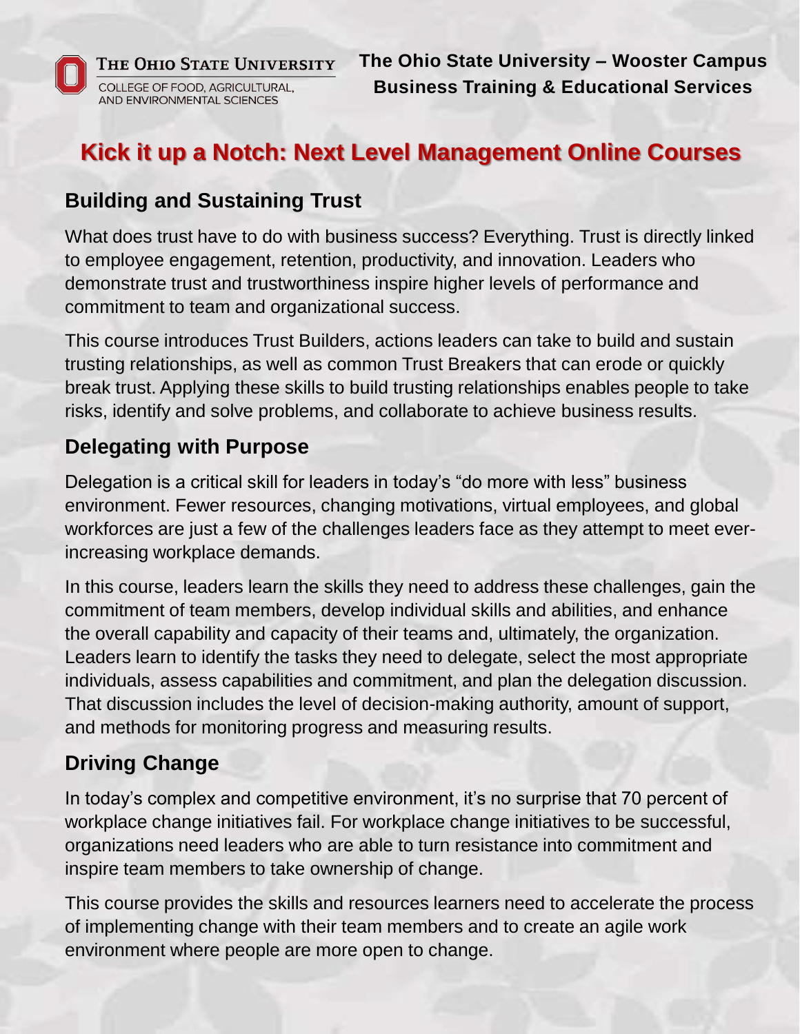# Kick it up a Notch: Next Level Management Online Courses

## Building and Sustaining Trust

What does trust have to do with business success? Everything. Trust is directly linked to employee engagement, retention, productivity, and innovation. Leaders who demonstrate trust and trustworthiness inspire higher levels of performance and commitment to team and organizational success.

This course introduces Trust Builders, actions leaders can take to build and sustain trusting relationships, as well as common Trust Breakers that can erode or quickly break trust. Applying these skills to build trusting relationships enables people to take risks, identify and solve problems, and collaborate to achieve business results.

## Delegating with Purpose

Delegation is a critical skill for leaders in today's "do more with less" business environment. Fewer resources, changing motivations, virtual employees, and global workforces are just a few of the challenges leaders face as they attempt to meet ever-increasing workplace demands.

In this course, leaders learn the skills they need to address these challenges, gain the commitment of team members, develop individual skills and abilities, and enhance the overall capability and capacity of their teams and, ultimately, the organization. Leaders learn to identify the tasks they need to delegate, select the most appropriate individuals, assess capabilities and commitment, and plan the delegation discussion. That discussion includes the level of decision-making authority, amount of support, and methods for monitoring progress and measuring results.

## Driving Change

In today's complex and competitive environment, it's no surprise that 70 percent of workplace change initiatives fail. For workplace change initiatives to be successful, organizations need leaders who are able to turn resistance into commitment and inspire team members to take ownership of change.

This course provides the skills and resources learners need to accelerate the process of implementing change with their team members and to create an agile work environment where people are more open to change.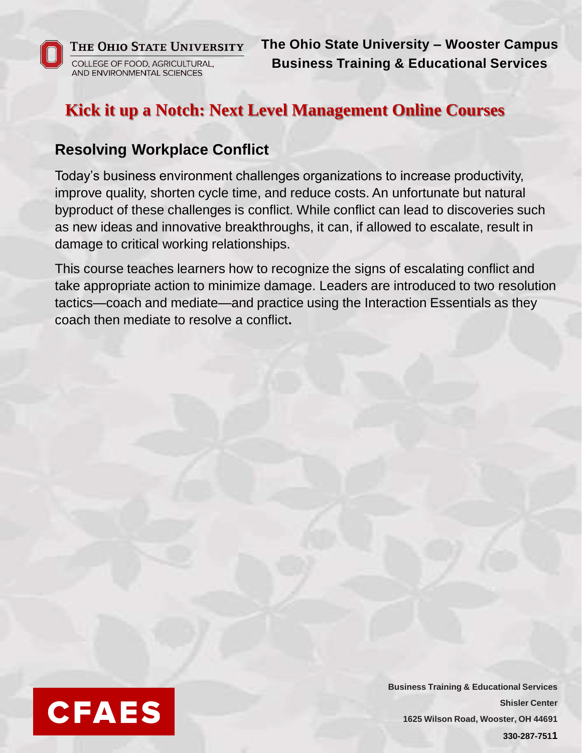The Ohio State University – Wooster Campus
Business Training & Educational Services

# Kick it up a Notch: Next Level Management Online Courses

## Resolving Workplace Conflict

Today's business environment challenges organizations to increase productivity, improve quality, shorten cycle time, and reduce costs. An unfortunate but natural byproduct of these challenges is conflict. While conflict can lead to discoveries such as new ideas and innovative breakthroughs, it can, if allowed to escalate, result in damage to critical working relationships.

This course teaches learners how to recognize the signs of escalating conflict and take appropriate action to minimize damage. Leaders are introduced to two resolution tactics—coach and mediate—and practice using the Interaction Essentials as they coach then mediate to resolve a conflict.

**Business Training & Educational Services**
**Shisler Center**
**1625 Wilson Road, Wooster, OH 44691**
**330-287-7511**